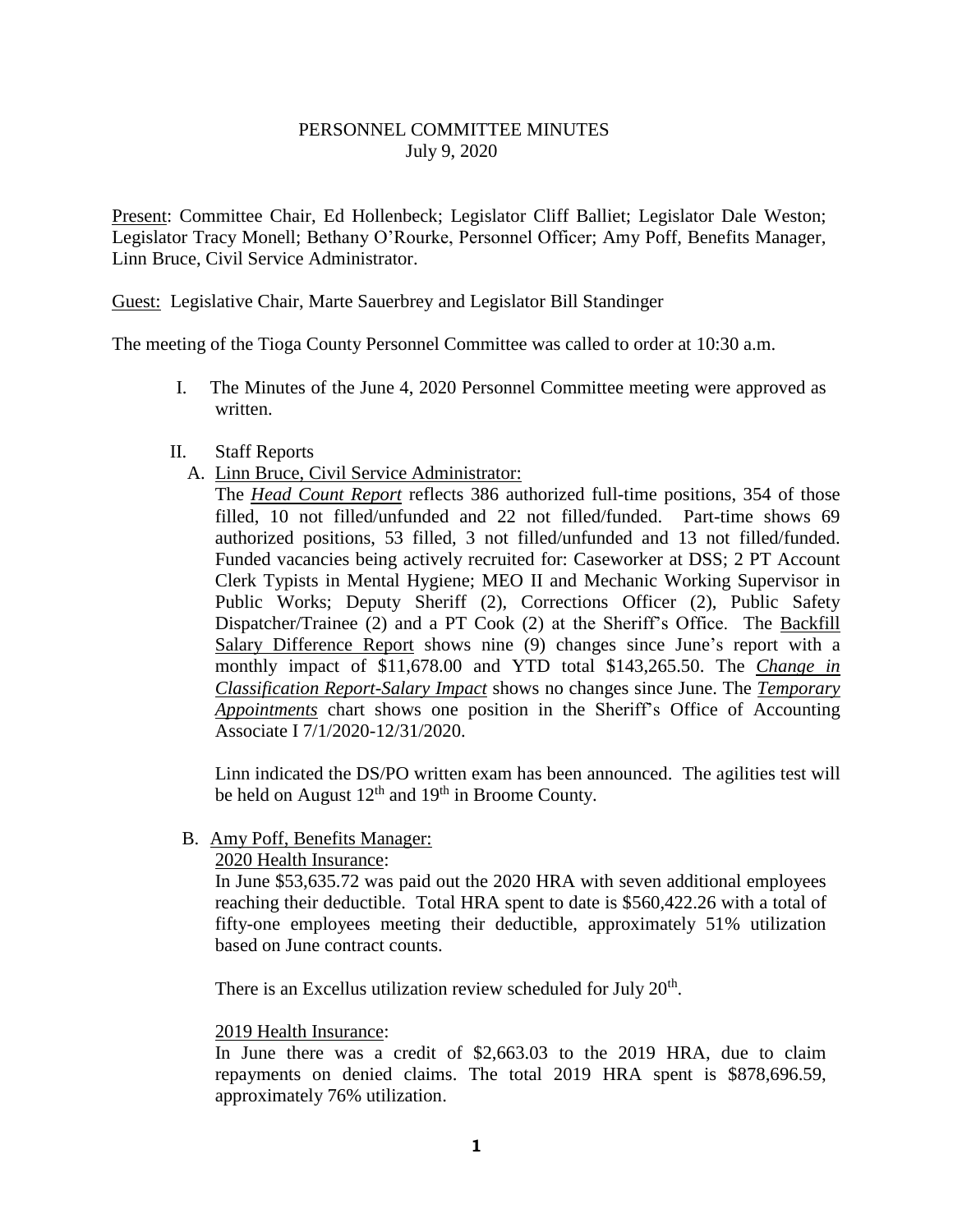# PERSONNEL COMMITTEE MINUTES

July 9, 2020

Present: Committee Chair, Ed Hollenbeck; Legislator Cliff Balliet; Legislator Dale Weston; Legislator Tracy Monell; Bethany O'Rourke, Personnel Officer; Amy Poff, Benefits Manager, Linn Bruce, Civil Service Administrator.

Guest: Legislative Chair, Marte Sauerbrey and Legislator Bill Standinger

The meeting of the Tioga County Personnel Committee was called to order at 10:30 a.m.

I. The Minutes of the June 4, 2020 Personnel Committee meeting were approved as written.

II. Staff Reports

A. Linn Bruce, Civil Service Administrator:

The ***Head Count Report*** reflects 386 authorized full-time positions, 354 of those filled, 10 not filled/unfunded and 22 not filled/funded. Part-time shows 69 authorized positions, 53 filled, 3 not filled/unfunded and 13 not filled/funded. Funded vacancies being actively recruited for: Caseworker at DSS; 2 PT Account Clerk Typists in Mental Hygiene; MEO II and Mechanic Working Supervisor in Public Works; Deputy Sheriff (2), Corrections Officer (2), Public Safety Dispatcher/Trainee (2) and a PT Cook (2) at the Sheriff's Office. The Backfill Salary Difference Report shows nine (9) changes since June's report with a monthly impact of $11,678.00 and YTD total $143,265.50. The ***Change in Classification Report-Salary Impact*** shows no changes since June. The ***Temporary Appointments*** chart shows one position in the Sheriff's Office of Accounting Associate I 7/1/2020-12/31/2020.

Linn indicated the DS/PO written exam has been announced. The agilities test will be held on August 12th and 19th in Broome County.

B. Amy Poff, Benefits Manager:

2020 Health Insurance:

In June $53,635.72 was paid out the 2020 HRA with seven additional employees reaching their deductible. Total HRA spent to date is $560,422.26 with a total of fifty-one employees meeting their deductible, approximately 51% utilization based on June contract counts.

There is an Excellus utilization review scheduled for July 20th.

2019 Health Insurance:

In June there was a credit of $2,663.03 to the 2019 HRA, due to claim repayments on denied claims. The total 2019 HRA spent is $878,696.59, approximately 76% utilization.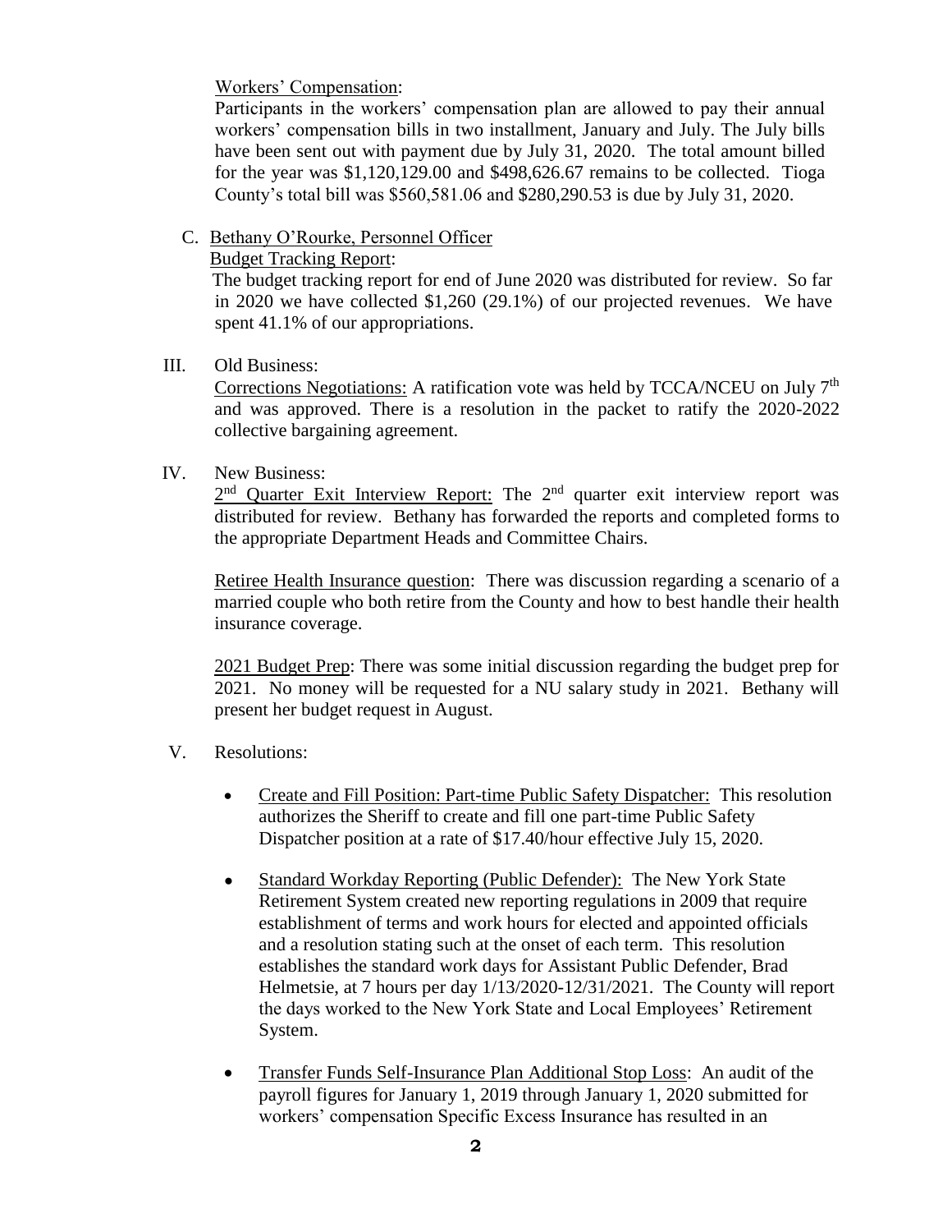Workers' Compensation:

Participants in the workers' compensation plan are allowed to pay their annual workers' compensation bills in two installment, January and July. The July bills have been sent out with payment due by July 31, 2020. The total amount billed for the year was $1,120,129.00 and $498,626.67 remains to be collected. Tioga County's total bill was $560,581.06 and $280,290.53 is due by July 31, 2020.

C. Bethany O'Rourke, Personnel Officer

Budget Tracking Report:

The budget tracking report for end of June 2020 was distributed for review. So far in 2020 we have collected $1,260 (29.1%) of our projected revenues. We have spent 41.1% of our appropriations.

III. Old Business:

Corrections Negotiations: A ratification vote was held by TCCA/NCEU on July 7th and was approved. There is a resolution in the packet to ratify the 2020-2022 collective bargaining agreement.

IV. New Business:

2nd Quarter Exit Interview Report: The 2nd quarter exit interview report was distributed for review. Bethany has forwarded the reports and completed forms to the appropriate Department Heads and Committee Chairs.

Retiree Health Insurance question: There was discussion regarding a scenario of a married couple who both retire from the County and how to best handle their health insurance coverage.

2021 Budget Prep: There was some initial discussion regarding the budget prep for 2021. No money will be requested for a NU salary study in 2021. Bethany will present her budget request in August.

V. Resolutions:

- Create and Fill Position: Part-time Public Safety Dispatcher: This resolution authorizes the Sheriff to create and fill one part-time Public Safety Dispatcher position at a rate of $17.40/hour effective July 15, 2020.
- Standard Workday Reporting (Public Defender): The New York State Retirement System created new reporting regulations in 2009 that require establishment of terms and work hours for elected and appointed officials and a resolution stating such at the onset of each term. This resolution establishes the standard work days for Assistant Public Defender, Brad Helmetsie, at 7 hours per day 1/13/2020-12/31/2021. The County will report the days worked to the New York State and Local Employees' Retirement System.
- Transfer Funds Self-Insurance Plan Additional Stop Loss: An audit of the payroll figures for January 1, 2019 through January 1, 2020 submitted for workers' compensation Specific Excess Insurance has resulted in an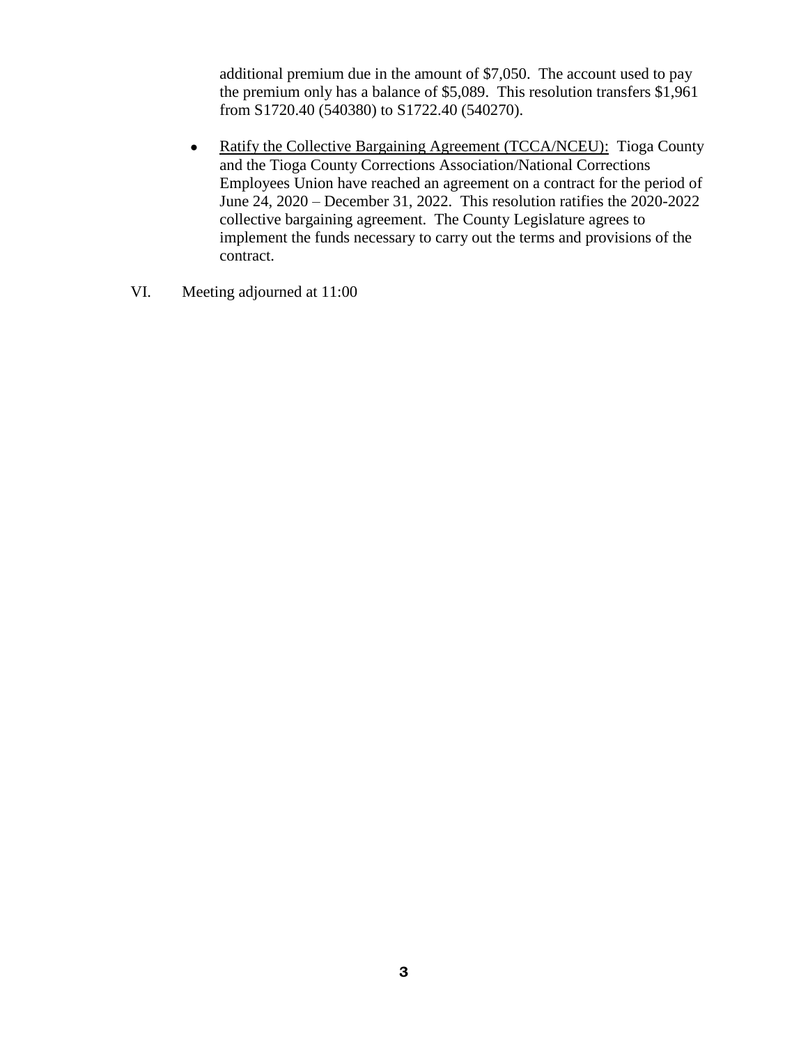additional premium due in the amount of $7,050. The account used to pay the premium only has a balance of $5,089. This resolution transfers $1,961 from S1720.40 (540380) to S1722.40 (540270).

- Ratify the Collective Bargaining Agreement (TCCA/NCEU): Tioga County and the Tioga County Corrections Association/National Corrections Employees Union have reached an agreement on a contract for the period of June 24, 2020 – December 31, 2022. This resolution ratifies the 2020-2022 collective bargaining agreement. The County Legislature agrees to implement the funds necessary to carry out the terms and provisions of the contract.

VI. Meeting adjourned at 11:00